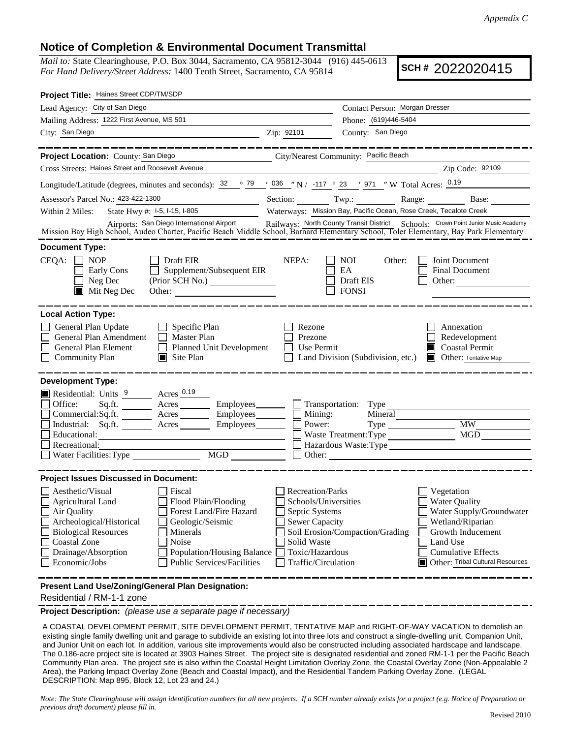*Appendix C*

## Notice of Completion & Environmental Document Transmittal

*Mail to:* State Clearinghouse, P.O. Box 3044, Sacramento, CA 95812-3044 (916) 445-0613
*For Hand Delivery/Street Address:* 1400 Tenth Street, Sacramento, CA 95814

**SCH #** 2022020415

**Project Title:** Haines Street CDP/TM/SDP

Lead Agency: City of San Diego
Contact Person: Morgan Dresser
Mailing Address: 1222 First Avenue, MS 501
Phone: (619)446-5404
City: San Diego Zip: 92101
County: San Diego

**Project Location:** County: San Diego
City/Nearest Community: Pacific Beach
Cross Streets: Haines Street and Roosevelt Avenue
Zip Code: 92109

Longitude/Latitude (degrees, minutes and seconds): 32 ° 79 ′ 036 ″ N / -117 ° 23 ′ 971 ″ W Total Acres: 0.19

Assessor's Parcel No.: 423-422-1300
Section: Twp.: Range: Base:

Within 2 Miles: State Hwy #: I-5, I-15, I-805
Waterways: Mission Bay, Pacific Ocean, Rose Creek, Tecalote Creek
Airports: San Diego International Airport
Railways: North County Transit District
Schools: Crown Point Junior Music Academy, Mission Bay High School, Audeo Charter, Pacific Beach Middle School, Barnard Elementary School, Toler Elementary, Bay Park Elementary

**Document Type:**

CEQA:
- ☐ NOP
- ☐ Early Cons
- ☐ Neg Dec
- ■ Mit Neg Dec
- ☐ Draft EIR
- ☐ Supplement/Subsequent EIR (Prior SCH No.)
- Other:

NEPA:
- ☐ NOI
- ☐ EA
- ☐ Draft EIS
- ☐ FONSI

Other:
- ☐ Joint Document
- ☐ Final Document
- ☐ Other:

**Local Action Type:**

- ☐ General Plan Update
- ☐ General Plan Amendment
- ☐ General Plan Element
- ☐ Community Plan
- ☐ Specific Plan
- ☐ Master Plan
- ☐ Planned Unit Development
- ■ Site Plan
- ☐ Rezone
- ☐ Prezone
- ☐ Use Permit
- ☐ Land Division (Subdivision, etc.)
- ☐ Annexation
- ☐ Redevelopment
- ■ Coastal Permit
- ■ Other: Tentative Map

**Development Type:**

- ■ Residential: Units 9 Acres 0.19
- ☐ Office: Sq.ft. Acres Employees
- ☐ Commercial: Sq.ft. Acres Employees
- ☐ Industrial: Sq.ft. Acres Employees
- ☐ Educational:
- ☐ Recreational:
- ☐ Water Facilities: Type MGD
- ☐ Transportation: Type
- ☐ Mining: Mineral
- ☐ Power: Type MW
- ☐ Waste Treatment: Type MGD
- ☐ Hazardous Waste: Type
- ☐ Other:

**Project Issues Discussed in Document:**

- ☐ Aesthetic/Visual
- ☐ Agricultural Land
- ☐ Air Quality
- ☐ Archeological/Historical
- ☐ Biological Resources
- ☐ Coastal Zone
- ☐ Drainage/Absorption
- ☐ Economic/Jobs
- ☐ Fiscal
- ☐ Flood Plain/Flooding
- ☐ Forest Land/Fire Hazard
- ☐ Geologic/Seismic
- ☐ Minerals
- ☐ Noise
- ☐ Population/Housing Balance
- ☐ Public Services/Facilities
- ☐ Recreation/Parks
- ☐ Schools/Universities
- ☐ Septic Systems
- ☐ Sewer Capacity
- ☐ Soil Erosion/Compaction/Grading
- ☐ Solid Waste
- ☐ Toxic/Hazardous
- ☐ Traffic/Circulation
- ☐ Vegetation
- ☐ Water Quality
- ☐ Water Supply/Groundwater
- ☐ Wetland/Riparian
- ☐ Growth Inducement
- ☐ Land Use
- ☐ Cumulative Effects
- ■ Other: Tribal Cultural Resources

**Present Land Use/Zoning/General Plan Designation:**

Residential / RM-1-1 zone

**Project Description:** *(please use a separate page if necessary)*

A COASTAL DEVELOPMENT PERMIT, SITE DEVELOPMENT PERMIT, TENTATIVE MAP and RIGHT-OF-WAY VACATION to demolish an existing single family dwelling unit and garage to subdivide an existing lot into three lots and construct a single-dwelling unit, Companion Unit, and Junior Unit on each lot. In addition, various site improvements would also be constructed including associated hardscape and landscape. The 0.186-acre project site is located at 3903 Haines Street. The project site is designated residential and zoned RM-1-1 per the Pacific Beach Community Plan area. The project site is also within the Coastal Height Limitation Overlay Zone, the Coastal Overlay Zone (Non-Appealable 2 Area), the Parking Impact Overlay Zone (Beach and Coastal Impact), and the Residential Tandem Parking Overlay Zone. (LEGAL DESCRIPTION: Map 895, Block 12, Lot 23 and 24.)

*Note: The State Clearinghouse will assign identification numbers for all new projects. If a SCH number already exists for a project (e.g. Notice of Preparation or previous draft document) please fill in.*

Revised 2010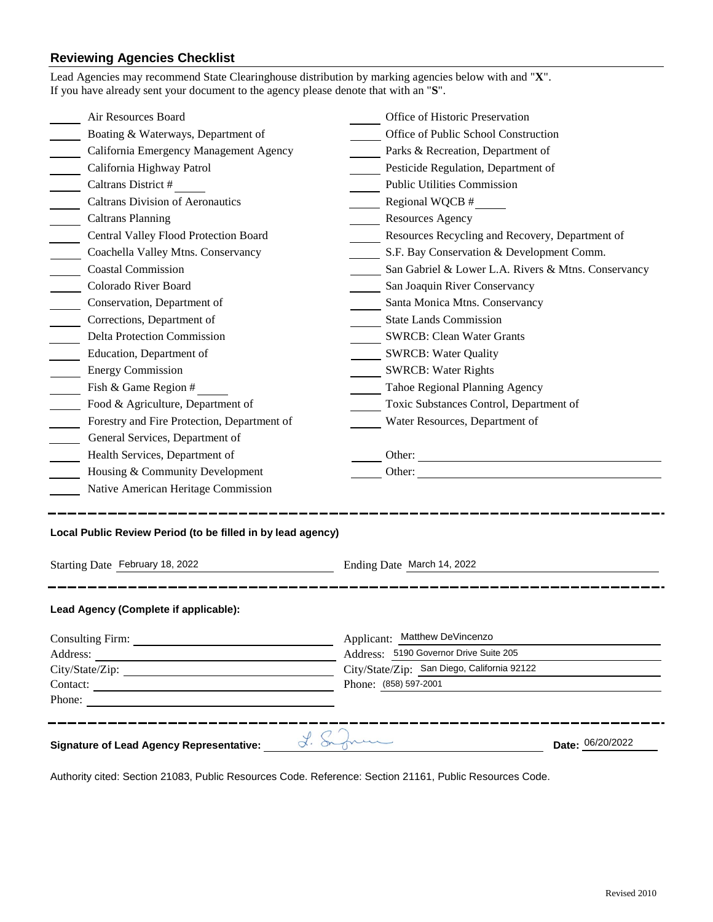## Reviewing Agencies Checklist

Lead Agencies may recommend State Clearinghouse distribution by marking agencies below with and "**X**".
If you have already sent your document to the agency please denote that with an "**S**".

- ____ Air Resources Board
- ____ Boating & Waterways, Department of
- ____ California Emergency Management Agency
- ____ California Highway Patrol
- ____ Caltrans District # ____
- ____ Caltrans Division of Aeronautics
- ____ Caltrans Planning
- ____ Central Valley Flood Protection Board
- ____ Coachella Valley Mtns. Conservancy
- ____ Coastal Commission
- ____ Colorado River Board
- ____ Conservation, Department of
- ____ Corrections, Department of
- ____ Delta Protection Commission
- ____ Education, Department of
- ____ Energy Commission
- ____ Fish & Game Region # ____
- ____ Food & Agriculture, Department of
- ____ Forestry and Fire Protection, Department of
- ____ General Services, Department of
- ____ Health Services, Department of
- ____ Housing & Community Development
- ____ Native American Heritage Commission
- ____ Office of Historic Preservation
- ____ Office of Public School Construction
- ____ Parks & Recreation, Department of
- ____ Pesticide Regulation, Department of
- ____ Public Utilities Commission
- ____ Regional WQCB # ____
- ____ Resources Agency
- ____ Resources Recycling and Recovery, Department of
- ____ S.F. Bay Conservation & Development Comm.
- ____ San Gabriel & Lower L.A. Rivers & Mtns. Conservancy
- ____ San Joaquin River Conservancy
- ____ Santa Monica Mtns. Conservancy
- ____ State Lands Commission
- ____ SWRCB: Clean Water Grants
- ____ SWRCB: Water Quality
- ____ SWRCB: Water Rights
- ____ Tahoe Regional Planning Agency
- ____ Toxic Substances Control, Department of
- ____ Water Resources, Department of
- ____ Other: ____
- ____ Other: ____

**Local Public Review Period (to be filled in by lead agency)**

Starting Date February 18, 2022    Ending Date March 14, 2022

**Lead Agency (Complete if applicable):**

Consulting Firm:
Address:
City/State/Zip:
Contact:
Phone:

Applicant: Matthew DeVincenzo
Address: 5190 Governor Drive Suite 205
City/State/Zip: San Diego, California 92122
Phone: (858) 597-2001

**Signature of Lead Agency Representative:** L. S[signature]    **Date:** 06/20/2022

Authority cited: Section 21083, Public Resources Code. Reference: Section 21161, Public Resources Code.

Revised 2010